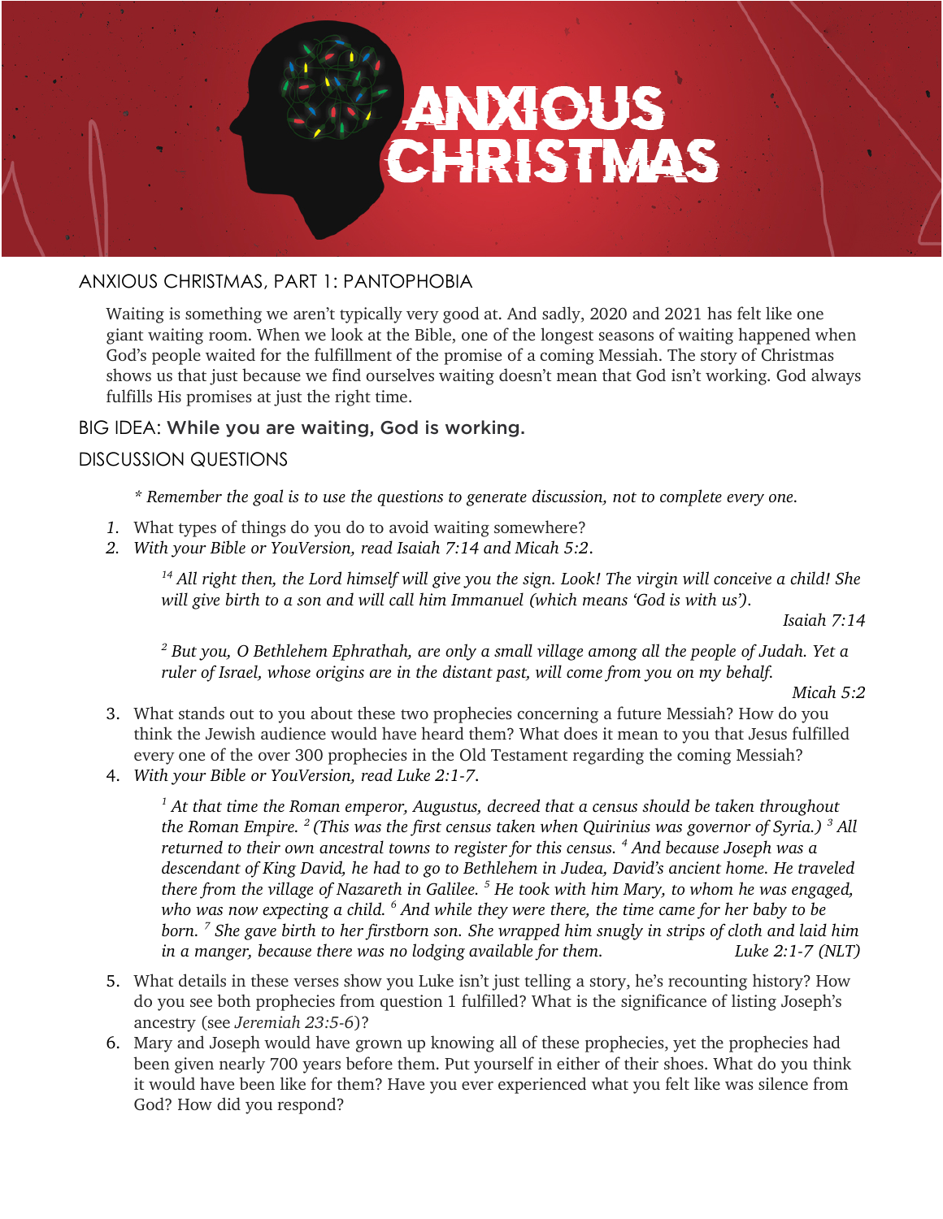# ANXIOUS CHRISTMAS

## ANXIOUS CHRISTMAS, PART 1: PANTOPHOBIA

Waiting is something we aren't typically very good at. And sadly, 2020 and 2021 has felt like one giant waiting room. When we look at the Bible, one of the longest seasons of waiting happened when God's people waited for the fulfillment of the promise of a coming Messiah. The story of Christmas shows us that just because we find ourselves waiting doesn't mean that God isn't working. God always fulfills His promises at just the right time.

## BIG IDEA: **While you are waiting, God is working.**

## DISCUSSION QUESTIONS

*\* Remember the goal is to use the questions to generate discussion, not to complete every one.*

1. What types of things do you do to avoid waiting somewhere?
2. *With your Bible or YouVersion, read Isaiah 7:14 and Micah 5:2.*

   *[14] All right then, the Lord himself will give you the sign. Look! The virgin will conceive a child! She will give birth to a son and will call him Immanuel (which means 'God is with us').*

   *Isaiah 7:14*

   *[2] But you, O Bethlehem Ephrathah, are only a small village among all the people of Judah. Yet a ruler of Israel, whose origins are in the distant past, will come from you on my behalf.*

   *Micah 5:2*

3. What stands out to you about these two prophecies concerning a future Messiah? How do you think the Jewish audience would have heard them? What does it mean to you that Jesus fulfilled every one of the over 300 prophecies in the Old Testament regarding the coming Messiah?
4. *With your Bible or YouVersion, read Luke 2:1-7.*

   *[1] At that time the Roman emperor, Augustus, decreed that a census should be taken throughout the Roman Empire. [2] (This was the first census taken when Quirinius was governor of Syria.) [3] All returned to their own ancestral towns to register for this census. [4] And because Joseph was a descendant of King David, he had to go to Bethlehem in Judea, David's ancient home. He traveled there from the village of Nazareth in Galilee. [5] He took with him Mary, to whom he was engaged, who was now expecting a child. [6] And while they were there, the time came for her baby to be born. [7] She gave birth to her firstborn son. She wrapped him snugly in strips of cloth and laid him in a manger, because there was no lodging available for them.* *Luke 2:1-7 (NLT)*

5. What details in these verses show you Luke isn't just telling a story, he's recounting history? How do you see both prophecies from question 1 fulfilled? What is the significance of listing Joseph's ancestry (see *Jeremiah 23:5-6*)?
6. Mary and Joseph would have grown up knowing all of these prophecies, yet the prophecies had been given nearly 700 years before them. Put yourself in either of their shoes. What do you think it would have been like for them? Have you ever experienced what you felt like was silence from God? How did you respond?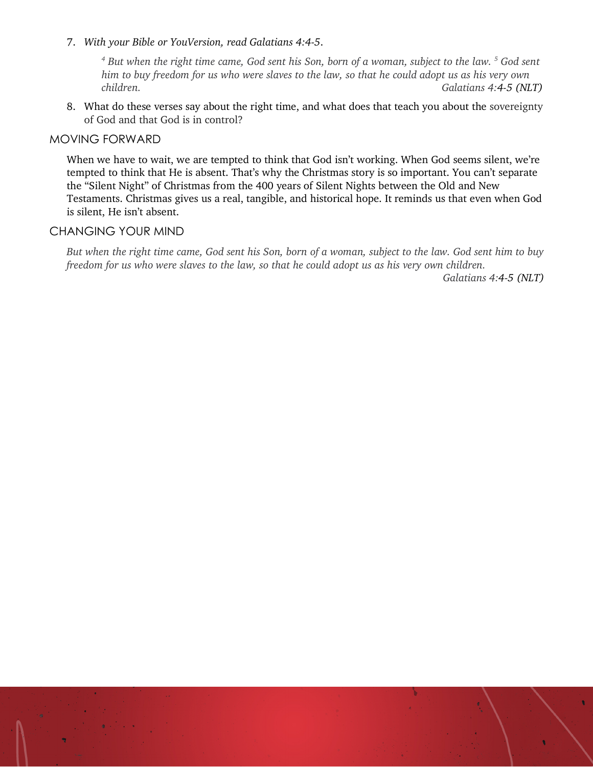7. *With your Bible or YouVersion, read Galatians 4:4-5.*

   > *[4] But when the right time came, God sent his Son, born of a woman, subject to the law. [5] God sent him to buy freedom for us who were slaves to the law, so that he could adopt us as his very own children.*
   > *Galatians 4:4-5 (NLT)*

8. What do these verses say about the right time, and what does that teach you about the sovereignty of God and that God is in control?

## MOVING FORWARD

When we have to wait, we are tempted to think that God isn't working. When God seems silent, we're tempted to think that He is absent. That's why the Christmas story is so important. You can't separate the "Silent Night" of Christmas from the 400 years of Silent Nights between the Old and New Testaments. Christmas gives us a real, tangible, and historical hope. It reminds us that even when God is silent, He isn't absent.

## CHANGING YOUR MIND

*But when the right time came, God sent his Son, born of a woman, subject to the law. God sent him to buy freedom for us who were slaves to the law, so that he could adopt us as his very own children.*

*Galatians 4:4-5 (NLT)*